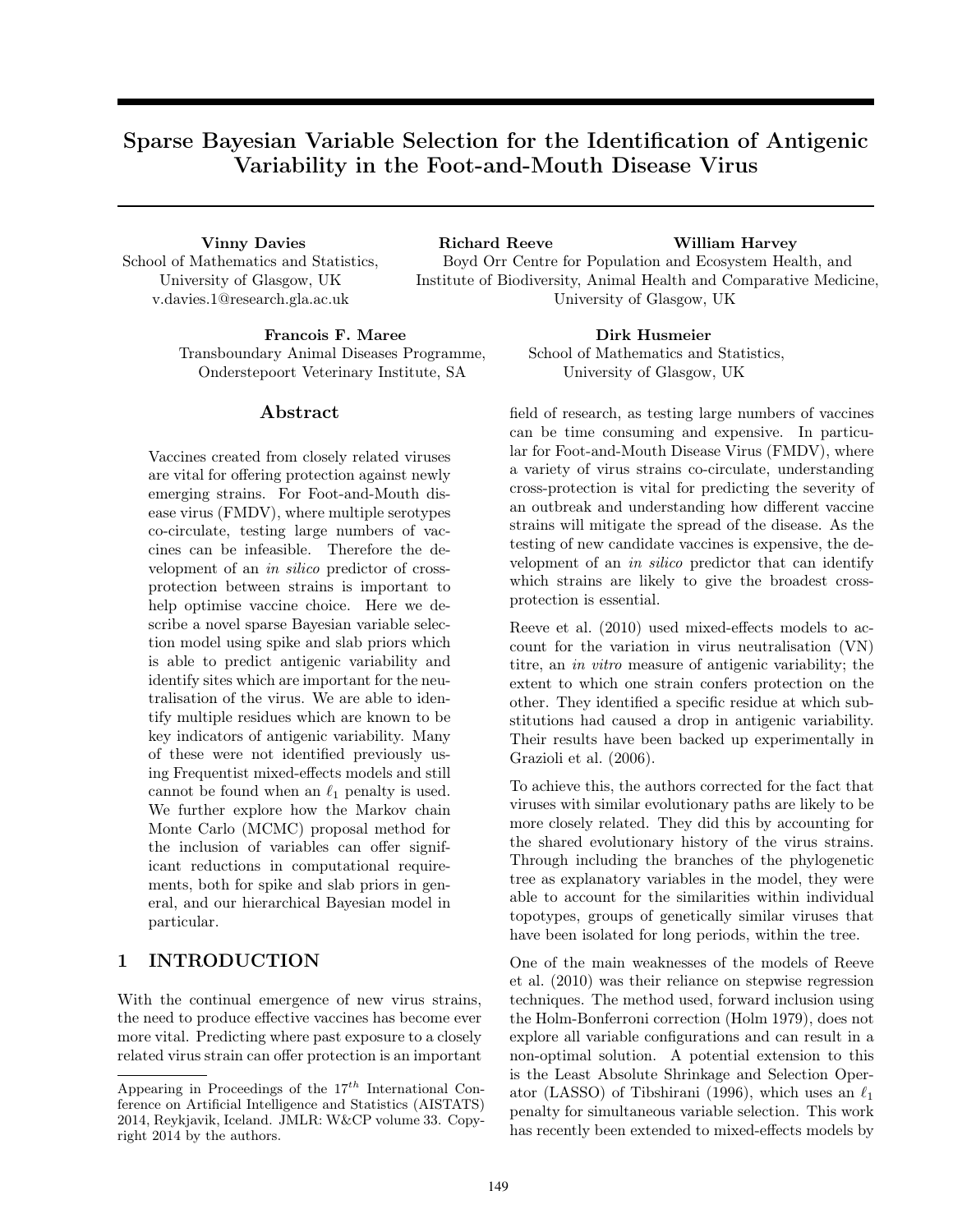# Sparse Bayesian Variable Selection for the Identification of Antigenic Variability in the Foot-and-Mouth Disease Virus

**Vinny Davies**
School of Mathematics and Statistics,
University of Glasgow, UK
v.davies.1@research.gla.ac.uk

**Richard Reeve** **William Harvey**
Boyd Orr Centre for Population and Ecosystem Health, and
Institute of Biodiversity, Animal Health and Comparative Medicine,
University of Glasgow, UK

**Francois F. Maree**
Transboundary Animal Diseases Programme,
Onderstepoort Veterinary Institute, SA

**Dirk Husmeier**
School of Mathematics and Statistics,
University of Glasgow, UK

## Abstract

Vaccines created from closely related viruses are vital for offering protection against newly emerging strains. For Foot-and-Mouth disease virus (FMDV), where multiple serotypes co-circulate, testing large numbers of vaccines can be infeasible. Therefore the development of an *in silico* predictor of cross-protection between strains is important to help optimise vaccine choice. Here we describe a novel sparse Bayesian variable selection model using spike and slab priors which is able to predict antigenic variability and identify sites which are important for the neutralisation of the virus. We are able to identify multiple residues which are known to be key indicators of antigenic variability. Many of these were not identified previously using Frequentist mixed-effects models and still cannot be found when an $\ell_1$ penalty is used. We further explore how the Markov chain Monte Carlo (MCMC) proposal method for the inclusion of variables can offer significant reductions in computational requirements, both for spike and slab priors in general, and our hierarchical Bayesian model in particular.

## 1 INTRODUCTION

With the continual emergence of new virus strains, the need to produce effective vaccines has become ever more vital. Predicting where past exposure to a closely related virus strain can offer protection is an important field of research, as testing large numbers of vaccines can be time consuming and expensive. In particular for Foot-and-Mouth Disease Virus (FMDV), where a variety of virus strains co-circulate, understanding cross-protection is vital for predicting the severity of an outbreak and understanding how different vaccine strains will mitigate the spread of the disease. As the testing of new candidate vaccines is expensive, the development of an *in silico* predictor that can identify which strains are likely to give the broadest cross-protection is essential.

Reeve et al. (2010) used mixed-effects models to account for the variation in virus neutralisation (VN) titre, an *in vitro* measure of antigenic variability; the extent to which one strain confers protection on the other. They identified a specific residue at which substitutions had caused a drop in antigenic variability. Their results have been backed up experimentally in Grazioli et al. (2006).

To achieve this, the authors corrected for the fact that viruses with similar evolutionary paths are likely to be more closely related. They did this by accounting for the shared evolutionary history of the virus strains. Through including the branches of the phylogenetic tree as explanatory variables in the model, they were able to account for the similarities within individual topotypes, groups of genetically similar viruses that have been isolated for long periods, within the tree.

One of the main weaknesses of the models of Reeve et al. (2010) was their reliance on stepwise regression techniques. The method used, forward inclusion using the Holm-Bonferroni correction (Holm 1979), does not explore all variable configurations and can result in a non-optimal solution. A potential extension to this is the Least Absolute Shrinkage and Selection Operator (LASSO) of Tibshirani (1996), which uses an $\ell_1$ penalty for simultaneous variable selection. This work has recently been extended to mixed-effects models by

---

Appearing in Proceedings of the 17[th] International Conference on Artificial Intelligence and Statistics (AISTATS) 2014, Reykjavik, Iceland. JMLR: W&CP volume 33. Copyright 2014 by the authors.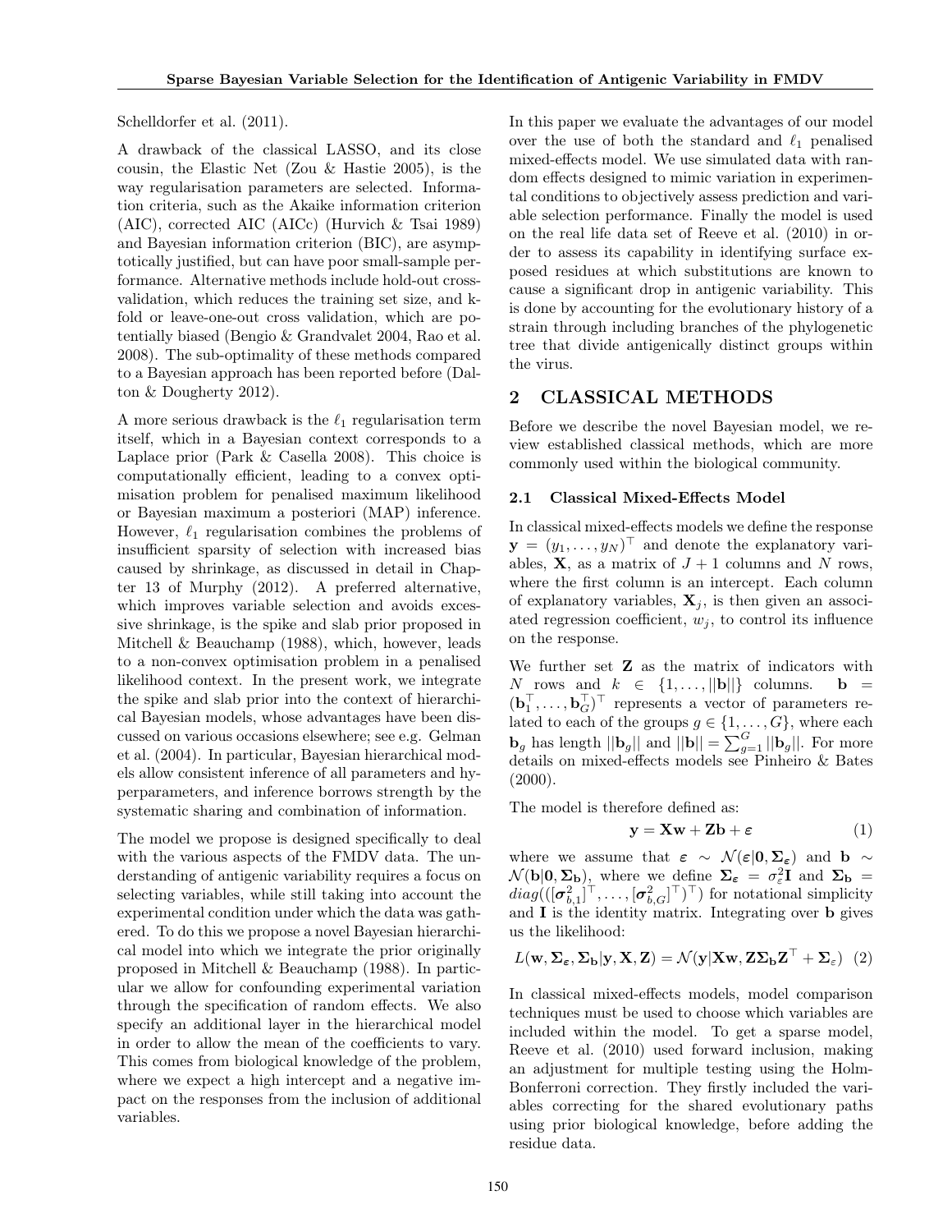Schelldorfer et al. (2011).

A drawback of the classical LASSO, and its close cousin, the Elastic Net (Zou & Hastie 2005), is the way regularisation parameters are selected. Information criteria, such as the Akaike information criterion (AIC), corrected AIC (AICc) (Hurvich & Tsai 1989) and Bayesian information criterion (BIC), are asymptotically justified, but can have poor small-sample performance. Alternative methods include hold-out cross-validation, which reduces the training set size, and k-fold or leave-one-out cross validation, which are potentially biased (Bengio & Grandvalet 2004, Rao et al. 2008). The sub-optimality of these methods compared to a Bayesian approach has been reported before (Dalton & Dougherty 2012).

A more serious drawback is the $\ell_1$ regularisation term itself, which in a Bayesian context corresponds to a Laplace prior (Park & Casella 2008). This choice is computationally efficient, leading to a convex optimisation problem for penalised maximum likelihood or Bayesian maximum a posteriori (MAP) inference. However, $\ell_1$ regularisation combines the problems of insufficient sparsity of selection with increased bias caused by shrinkage, as discussed in detail in Chapter 13 of Murphy (2012). A preferred alternative, which improves variable selection and avoids excessive shrinkage, is the spike and slab prior proposed in Mitchell & Beauchamp (1988), which, however, leads to a non-convex optimisation problem in a penalised likelihood context. In the present work, we integrate the spike and slab prior into the context of hierarchical Bayesian models, whose advantages have been discussed on various occasions elsewhere; see e.g. Gelman et al. (2004). In particular, Bayesian hierarchical models allow consistent inference of all parameters and hyperparameters, and inference borrows strength by the systematic sharing and combination of information.

The model we propose is designed specifically to deal with the various aspects of the FMDV data. The understanding of antigenic variability requires a focus on selecting variables, while still taking into account the experimental condition under which the data was gathered. To do this we propose a novel Bayesian hierarchical model into which we integrate the prior originally proposed in Mitchell & Beauchamp (1988). In particular we allow for confounding experimental variation through the specification of random effects. We also specify an additional layer in the hierarchical model in order to allow the mean of the coefficients to vary. This comes from biological knowledge of the problem, where we expect a high intercept and a negative impact on the responses from the inclusion of additional variables.

In this paper we evaluate the advantages of our model over the use of both the standard and $\ell_1$ penalised mixed-effects model. We use simulated data with random effects designed to mimic variation in experimental conditions to objectively assess prediction and variable selection performance. Finally the model is used on the real life data set of Reeve et al. (2010) in order to assess its capability in identifying surface exposed residues at which substitutions are known to cause a significant drop in antigenic variability. This is done by accounting for the evolutionary history of a strain through including branches of the phylogenetic tree that divide antigenically distinct groups within the virus.

## 2 CLASSICAL METHODS

Before we describe the novel Bayesian model, we review established classical methods, which are more commonly used within the biological community.

### 2.1 Classical Mixed-Effects Model

In classical mixed-effects models we define the response $\mathbf{y} = (y_1, \ldots, y_N)^\top$ and denote the explanatory variables, $\mathbf{X}$, as a matrix of $J+1$ columns and $N$ rows, where the first column is an intercept. Each column of explanatory variables, $\mathbf{X}_j$, is then given an associated regression coefficient, $w_j$, to control its influence on the response.

We further set $\mathbf{Z}$ as the matrix of indicators with $N$ rows and $k \in \{1, \ldots, ||\mathbf{b}||\}$ columns. $\mathbf{b} = (\mathbf{b}_1^\top, \ldots, \mathbf{b}_G^\top)^\top$ represents a vector of parameters related to each of the groups $g \in \{1, \ldots, G\}$, where each $\mathbf{b}_g$ has length $||\mathbf{b}_g||$ and $||\mathbf{b}|| = \sum_{g=1}^{G} ||\mathbf{b}_g||$. For more details on mixed-effects models see Pinheiro & Bates (2000).

The model is therefore defined as:

$$\mathbf{y} = \mathbf{X}\mathbf{w} + \mathbf{Z}\mathbf{b} + \boldsymbol{\varepsilon} \tag{1}$$

where we assume that $\boldsymbol{\varepsilon} \sim \mathcal{N}(\boldsymbol{\varepsilon}|\mathbf{0}, \boldsymbol{\Sigma}_{\boldsymbol{\varepsilon}})$ and $\mathbf{b} \sim \mathcal{N}(\mathbf{b}|\mathbf{0}, \boldsymbol{\Sigma}_{\mathbf{b}})$, where we define $\boldsymbol{\Sigma}_{\boldsymbol{\varepsilon}} = \sigma_\varepsilon^2 \mathbf{I}$ and $\boldsymbol{\Sigma}_{\mathbf{b}} = diag(([\boldsymbol{\sigma}_{b,1}^2]^\top, \ldots, [\boldsymbol{\sigma}_{b,G}^2]^\top)^\top)$ for notational simplicity and $\mathbf{I}$ is the identity matrix. Integrating over $\mathbf{b}$ gives us the likelihood:

$$L(\mathbf{w}, \boldsymbol{\Sigma}_{\boldsymbol{\varepsilon}}, \boldsymbol{\Sigma}_{\mathbf{b}}|\mathbf{y}, \mathbf{X}, \mathbf{Z}) = \mathcal{N}(\mathbf{y}|\mathbf{X}\mathbf{w}, \mathbf{Z}\boldsymbol{\Sigma}_{\mathbf{b}}\mathbf{Z}^\top + \boldsymbol{\Sigma}_\varepsilon) \tag{2}$$

In classical mixed-effects models, model comparison techniques must be used to choose which variables are included within the model. To get a sparse model, Reeve et al. (2010) used forward inclusion, making an adjustment for multiple testing using the Holm-Bonferroni correction. They firstly included the variables correcting for the shared evolutionary paths using prior biological knowledge, before adding the residue data.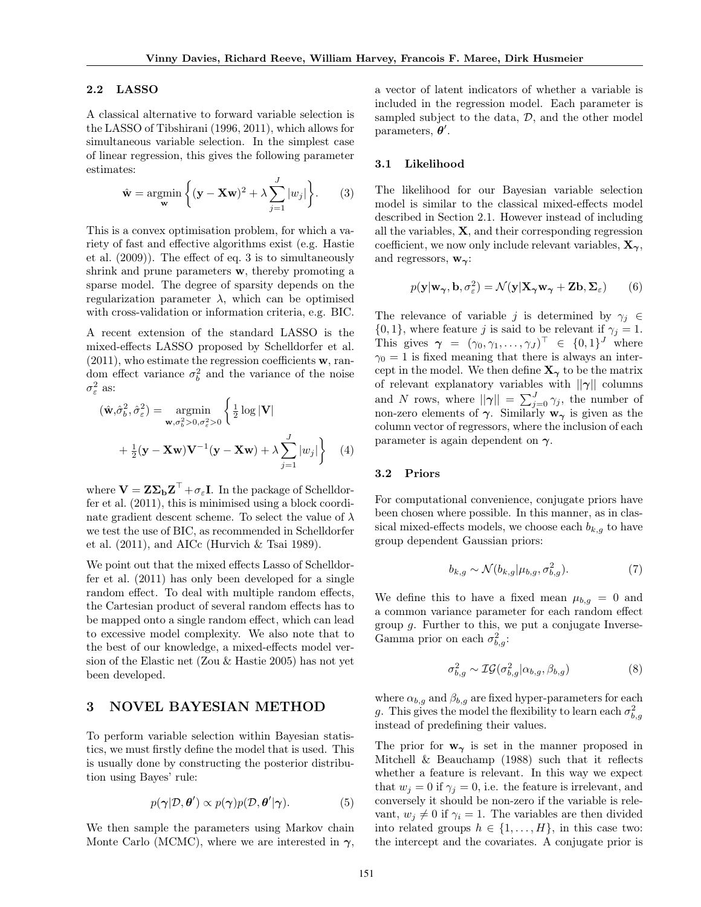### 2.2 LASSO

A classical alternative to forward variable selection is the LASSO of Tibshirani (1996, 2011), which allows for simultaneous variable selection. In the simplest case of linear regression, this gives the following parameter estimates:

$$\hat{\mathbf{w}} = \underset{\mathbf{w}}{\operatorname{argmin}} \left\{ (\mathbf{y} - \mathbf{X}\mathbf{w})^2 + \lambda \sum_{j=1}^{J} |w_j| \right\}. \tag{3}$$

This is a convex optimisation problem, for which a variety of fast and effective algorithms exist (e.g. Hastie et al. (2009)). The effect of eq. 3 is to simultaneously shrink and prune parameters $\mathbf{w}$, thereby promoting a sparse model. The degree of sparsity depends on the regularization parameter $\lambda$, which can be optimised with cross-validation or information criteria, e.g. BIC.

A recent extension of the standard LASSO is the mixed-effects LASSO proposed by Schelldorfer et al. (2011), who estimate the regression coefficients $\mathbf{w}$, random effect variance $\sigma_b^2$ and the variance of the noise $\sigma_\varepsilon^2$ as:

$$(\hat{\mathbf{w}}, \hat{\sigma}_b^2, \hat{\sigma}_\varepsilon^2) = \underset{\mathbf{w}, \sigma_b^2 > 0, \sigma_\varepsilon^2 > 0}{\operatorname{argmin}} \left\{ \tfrac{1}{2} \log |\mathbf{V}| + \tfrac{1}{2} (\mathbf{y} - \mathbf{X}\mathbf{w}) \mathbf{V}^{-1} (\mathbf{y} - \mathbf{X}\mathbf{w}) + \lambda \sum_{j=1}^{J} |w_j| \right\} \tag{4}$$

where $\mathbf{V} = \mathbf{Z}\boldsymbol{\Sigma}_{\mathbf{b}}\mathbf{Z}^\top + \sigma_\varepsilon \mathbf{I}$. In the package of Schelldorfer et al. (2011), this is minimised using a block coordinate gradient descent scheme. To select the value of $\lambda$ we test the use of BIC, as recommended in Schelldorfer et al. (2011), and AICc (Hurvich & Tsai 1989).

We point out that the mixed effects Lasso of Schelldorfer et al. (2011) has only been developed for a single random effect. To deal with multiple random effects, the Cartesian product of several random effects has to be mapped onto a single random effect, which can lead to excessive model complexity. We also note that to the best of our knowledge, a mixed-effects model version of the Elastic net (Zou & Hastie 2005) has not yet been developed.

## 3 NOVEL BAYESIAN METHOD

To perform variable selection within Bayesian statistics, we must firstly define the model that is used. This is usually done by constructing the posterior distribution using Bayes' rule:

$$p(\boldsymbol{\gamma} | \mathcal{D}, \boldsymbol{\theta}') \propto p(\boldsymbol{\gamma}) p(\mathcal{D}, \boldsymbol{\theta}' | \boldsymbol{\gamma}). \tag{5}$$

We then sample the parameters using Markov chain Monte Carlo (MCMC), where we are interested in $\boldsymbol{\gamma}$, a vector of latent indicators of whether a variable is included in the regression model. Each parameter is sampled subject to the data, $\mathcal{D}$, and the other model parameters, $\boldsymbol{\theta}'$.

### 3.1 Likelihood

The likelihood for our Bayesian variable selection model is similar to the classical mixed-effects model described in Section 2.1. However instead of including all the variables, $\mathbf{X}$, and their corresponding regression coefficient, we now only include relevant variables, $\mathbf{X}_{\boldsymbol{\gamma}}$, and regressors, $\mathbf{w}_{\boldsymbol{\gamma}}$:

$$p(\mathbf{y} | \mathbf{w}_{\boldsymbol{\gamma}}, \mathbf{b}, \sigma_\varepsilon^2) = \mathcal{N}(\mathbf{y} | \mathbf{X}_{\boldsymbol{\gamma}} \mathbf{w}_{\boldsymbol{\gamma}} + \mathbf{Z}\mathbf{b}, \boldsymbol{\Sigma}_\varepsilon) \tag{6}$$

The relevance of variable $j$ is determined by $\gamma_j \in \{0, 1\}$, where feature $j$ is said to be relevant if $\gamma_j = 1$. This gives $\boldsymbol{\gamma} = (\gamma_0, \gamma_1, \ldots, \gamma_J)^\top \in \{0, 1\}^J$ where $\gamma_0 = 1$ is fixed meaning that there is always an intercept in the model. We then define $\mathbf{X}_{\boldsymbol{\gamma}}$ to be the matrix of relevant explanatory variables with $||\boldsymbol{\gamma}||$ columns and $N$ rows, where $||\boldsymbol{\gamma}|| = \sum_{j=0}^{J} \gamma_j$, the number of non-zero elements of $\boldsymbol{\gamma}$. Similarly $\mathbf{w}_{\boldsymbol{\gamma}}$ is given as the column vector of regressors, where the inclusion of each parameter is again dependent on $\boldsymbol{\gamma}$.

### 3.2 Priors

For computational convenience, conjugate priors have been chosen where possible. In this manner, as in classical mixed-effects models, we choose each $b_{k,g}$ to have group dependent Gaussian priors:

$$b_{k,g} \sim \mathcal{N}(b_{k,g} | \mu_{b,g}, \sigma_{b,g}^2). \tag{7}$$

We define this to have a fixed mean $\mu_{b,g} = 0$ and a common variance parameter for each random effect group $g$. Further to this, we put a conjugate Inverse-Gamma prior on each $\sigma_{b,g}^2$:

$$\sigma_{b,g}^2 \sim \mathcal{IG}(\sigma_{b,g}^2 | \alpha_{b,g}, \beta_{b,g}) \tag{8}$$

where $\alpha_{b,g}$ and $\beta_{b,g}$ are fixed hyper-parameters for each $g$. This gives the model the flexibility to learn each $\sigma_{b,g}^2$ instead of predefining their values.

The prior for $\mathbf{w}_{\boldsymbol{\gamma}}$ is set in the manner proposed in Mitchell & Beauchamp (1988) such that it reflects whether a feature is relevant. In this way we expect that $w_j = 0$ if $\gamma_j = 0$, i.e. the feature is irrelevant, and conversely it should be non-zero if the variable is relevant, $w_j \neq 0$ if $\gamma_i = 1$. The variables are then divided into related groups $h \in \{1, \ldots, H\}$, in this case two: the intercept and the covariates. A conjugate prior is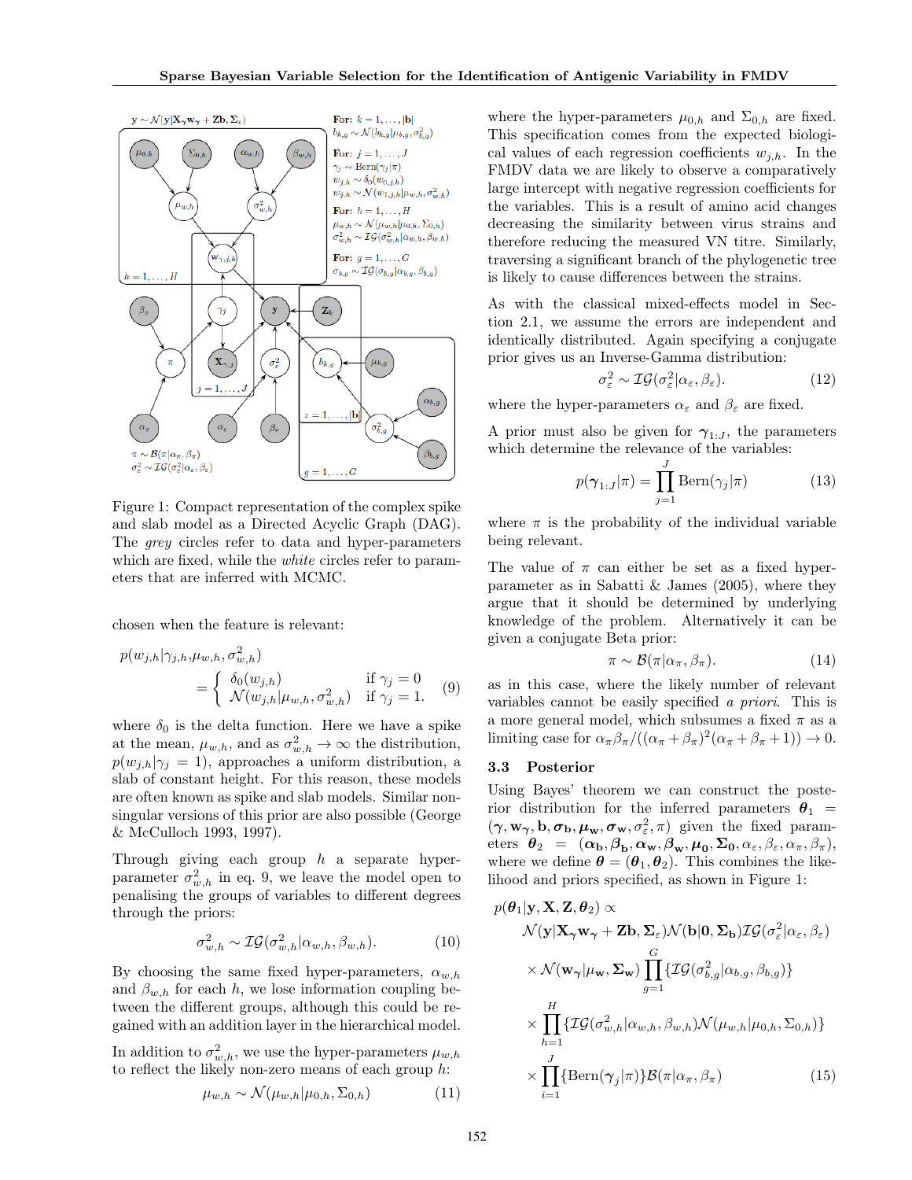Figure 1: Compact representation of the complex spike and slab model as a Directed Acyclic Graph (DAG). The *grey* circles refer to data and hyper-parameters which are fixed, while the *white* circles refer to parameters that are inferred with MCMC.

chosen when the feature is relevant:

$$p(w_{j,h}|\gamma_{j,h},\mu_{w,h},\sigma^2_{w,h}) = \begin{cases} \delta_0(w_{j,h}) & \text{if } \gamma_j = 0 \\ \mathcal{N}(w_{j,h}|\mu_{w,h},\sigma^2_{w,h}) & \text{if } \gamma_j = 1. \end{cases} \quad (9)$$

where $\delta_0$ is the delta function. Here we have a spike at the mean, $\mu_{w,h}$, and as $\sigma^2_{w,h} \to \infty$ the distribution, $p(w_{j,h}|\gamma_j = 1)$, approaches a uniform distribution, a slab of constant height. For this reason, these models are often known as spike and slab models. Similar non-singular versions of this prior are also possible (George & McCulloch 1993, 1997).

Through giving each group $h$ a separate hyper-parameter $\sigma^2_{w,h}$ in eq. 9, we leave the model open to penalising the groups of variables to different degrees through the priors:

$$\sigma^2_{w,h} \sim \mathcal{IG}(\sigma^2_{w,h}|\alpha_{w,h},\beta_{w,h}). \quad (10)$$

By choosing the same fixed hyper-parameters, $\alpha_{w,h}$ and $\beta_{w,h}$ for each $h$, we lose information coupling between the different groups, although this could be regained with an addition layer in the hierarchical model.

In addition to $\sigma^2_{w,h}$, we use the hyper-parameters $\mu_{w,h}$ to reflect the likely non-zero means of each group $h$:

$$\mu_{w,h} \sim \mathcal{N}(\mu_{w,h}|\mu_{0,h},\Sigma_{0,h}) \quad (11)$$

where the hyper-parameters $\mu_{0,h}$ and $\Sigma_{0,h}$ are fixed. This specification comes from the expected biological values of each regression coefficients $w_{j,h}$. In the FMDV data we are likely to observe a comparatively large intercept with negative regression coefficients for the variables. This is a result of amino acid changes decreasing the similarity between virus strains and therefore reducing the measured VN titre. Similarly, traversing a significant branch of the phylogenetic tree is likely to cause differences between the strains.

As with the classical mixed-effects model in Section 2.1, we assume the errors are independent and identically distributed. Again specifying a conjugate prior gives us an Inverse-Gamma distribution:

$$\sigma^2_\varepsilon \sim \mathcal{IG}(\sigma^2_\varepsilon|\alpha_\varepsilon,\beta_\varepsilon). \quad (12)$$

where the hyper-parameters $\alpha_\varepsilon$ and $\beta_\varepsilon$ are fixed.

A prior must also be given for $\boldsymbol{\gamma}_{1:J}$, the parameters which determine the relevance of the variables:

$$p(\boldsymbol{\gamma}_{1:J}|\pi) = \prod_{j=1}^{J} \text{Bern}(\gamma_j|\pi) \quad (13)$$

where $\pi$ is the probability of the individual variable being relevant.

The value of $\pi$ can either be set as a fixed hyper-parameter as in Sabatti & James (2005), where they argue that it should be determined by underlying knowledge of the problem. Alternatively it can be given a conjugate Beta prior:

$$\pi \sim \mathcal{B}(\pi|\alpha_\pi,\beta_\pi). \quad (14)$$

as in this case, where the likely number of relevant variables cannot be easily specified *a priori*. This is a more general model, which subsumes a fixed $\pi$ as a limiting case for $\alpha_\pi\beta_\pi/((\alpha_\pi+\beta_\pi)^2(\alpha_\pi+\beta_\pi+1)) \to 0$.

### 3.3 Posterior

Using Bayes' theorem we can construct the posterior distribution for the inferred parameters $\boldsymbol{\theta}_1 = (\boldsymbol{\gamma}, \mathbf{w}_{\boldsymbol{\gamma}}, \mathbf{b}, \boldsymbol{\sigma}_{\mathbf{b}}, \boldsymbol{\mu}_{\mathbf{w}}, \boldsymbol{\sigma}_{\mathbf{w}}, \sigma^2_\varepsilon, \pi)$ given the fixed parameters $\boldsymbol{\theta}_2 = (\boldsymbol{\alpha}_{\mathbf{b}}, \boldsymbol{\beta}_{\mathbf{b}}, \boldsymbol{\alpha}_{\mathbf{w}}, \boldsymbol{\beta}_{\mathbf{w}}, \boldsymbol{\mu}_{\mathbf{0}}, \boldsymbol{\Sigma}_{\mathbf{0}}, \alpha_\varepsilon, \beta_\varepsilon, \alpha_\pi, \beta_\pi)$, where we define $\boldsymbol{\theta} = (\boldsymbol{\theta}_1, \boldsymbol{\theta}_2)$. This combines the likelihood and priors specified, as shown in Figure 1:

$$\begin{aligned}
p(\boldsymbol{\theta}_1|\mathbf{y},\mathbf{X},\mathbf{Z},\boldsymbol{\theta}_2) \propto\ & \mathcal{N}(\mathbf{y}|\mathbf{X}_{\boldsymbol{\gamma}}\mathbf{w}_{\boldsymbol{\gamma}} + \mathbf{Z}\mathbf{b}, \boldsymbol{\Sigma}_\varepsilon)\mathcal{N}(\mathbf{b}|\mathbf{0},\boldsymbol{\Sigma}_{\mathbf{b}})\mathcal{IG}(\sigma^2_\varepsilon|\alpha_\varepsilon,\beta_\varepsilon) \\
& \times \mathcal{N}(\mathbf{w}_{\boldsymbol{\gamma}}|\boldsymbol{\mu}_{\mathbf{w}},\boldsymbol{\Sigma}_{\mathbf{w}}) \prod_{g=1}^{G} \{\mathcal{IG}(\sigma^2_{b,g}|\alpha_{b,g},\beta_{b,g})\} \\
& \times \prod_{h=1}^{H} \{\mathcal{IG}(\sigma^2_{w,h}|\alpha_{w,h},\beta_{w,h})\mathcal{N}(\mu_{w,h}|\mu_{0,h},\Sigma_{0,h})\} \\
& \times \prod_{i=1}^{J} \{\text{Bern}(\boldsymbol{\gamma}_j|\pi)\}\mathcal{B}(\pi|\alpha_\pi,\beta_\pi)
\end{aligned} \quad (15)$$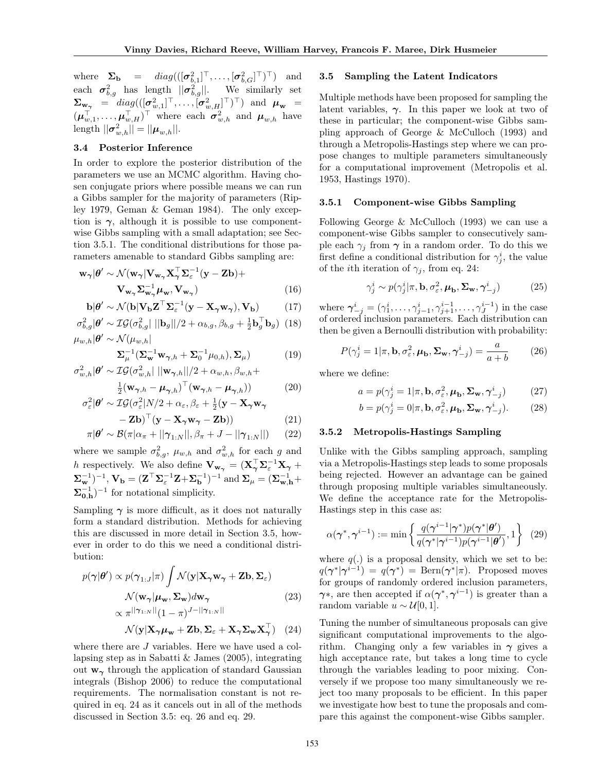where $\mathbf{\Sigma_b} = diag(([\boldsymbol{\sigma}^2_{b,1}]^\top, \ldots, [\boldsymbol{\sigma}^2_{b,G}]^\top)^\top)$ and each $\boldsymbol{\sigma}^2_{b,g}$ has length $||\boldsymbol{\sigma}^2_{b,g}||$. We similarly set $\mathbf{\Sigma_{w_\gamma}} = diag(([\boldsymbol{\sigma}^2_{w,1}]^\top, \ldots, [\boldsymbol{\sigma}^2_{w,H}]^\top)^\top)$ and $\boldsymbol{\mu}_\mathbf{w} = (\boldsymbol{\mu}_{w,1}^\top, \ldots, \boldsymbol{\mu}_{w,H}^\top)^\top$ where each $\boldsymbol{\sigma}^2_{w,h}$ and $\boldsymbol{\mu}_{w,h}$ have length $||\boldsymbol{\sigma}^2_{w,h}|| = ||\boldsymbol{\mu}_{w,h}||$.

### 3.4 Posterior Inference

In order to explore the posterior distribution of the parameters we use an MCMC algorithm. Having chosen conjugate priors where possible means we can run a Gibbs sampler for the majority of parameters (Ripley 1979, Geman & Geman 1984). The only exception is $\boldsymbol{\gamma}$, although it is possible to use component-wise Gibbs sampling with a small adaptation; see Section 3.5.1. The conditional distributions for those parameters amenable to standard Gibbs sampling are:

$$\mathbf{w}_{\boldsymbol{\gamma}}|\boldsymbol{\theta}' \sim \mathcal{N}(\mathbf{w}_{\boldsymbol{\gamma}}|\mathbf{V}_{\mathbf{w}_{\boldsymbol{\gamma}}}\mathbf{X}_{\boldsymbol{\gamma}}^\top\mathbf{\Sigma}_\varepsilon^{-1}(\mathbf{y}-\mathbf{Zb})+ \mathbf{V}_{\mathbf{w}_{\boldsymbol{\gamma}}}\mathbf{\Sigma}_{\mathbf{w}_{\boldsymbol{\gamma}}}^{-1}\boldsymbol{\mu}_\mathbf{w}, \mathbf{V}_{\mathbf{w}_{\boldsymbol{\gamma}}}) \tag{16}$$

$$\mathbf{b}|\boldsymbol{\theta}' \sim \mathcal{N}(\mathbf{b}|\mathbf{V}_\mathbf{b}\mathbf{Z}^\top\mathbf{\Sigma}_\varepsilon^{-1}(\mathbf{y}-\mathbf{X}_{\boldsymbol{\gamma}}\mathbf{w}_{\boldsymbol{\gamma}}), \mathbf{V}_\mathbf{b}) \tag{17}$$

$$\sigma^2_{b,g}|\boldsymbol{\theta}' \sim \mathcal{IG}(\sigma^2_{b,g}|\ ||\mathbf{b}_g||/2+\alpha_{b,g}, \beta_{b,g}+\tfrac{1}{2}\mathbf{b}_g^\top\mathbf{b}_g) \tag{18}$$

$$\mu_{w,h}|\boldsymbol{\theta}' \sim \mathcal{N}(\mu_{w,h}| \mathbf{\Sigma}_\mu^{-1}(\mathbf{\Sigma}_\mathbf{w}^{-1}\mathbf{w}_{\boldsymbol{\gamma},h}+\mathbf{\Sigma}_0^{-1}\mu_{0,h}), \mathbf{\Sigma}_\mu) \tag{19}$$

$$\sigma^2_{w,h}|\boldsymbol{\theta}' \sim \mathcal{IG}(\sigma^2_{w,h}|\ ||\mathbf{w}_{\boldsymbol{\gamma},h}||/2+\alpha_{w,h}, \beta_{w,h}+ \tfrac{1}{2}(\mathbf{w}_{\boldsymbol{\gamma},h}-\boldsymbol{\mu}_{\boldsymbol{\gamma},h})^\top(\mathbf{w}_{\boldsymbol{\gamma},h}-\boldsymbol{\mu}_{\boldsymbol{\gamma},h})) \tag{20}$$

$$\sigma^2_\varepsilon|\boldsymbol{\theta}' \sim \mathcal{IG}(\sigma^2_\varepsilon|N/2+\alpha_\varepsilon, \beta_\varepsilon+\tfrac{1}{2}(\mathbf{y}-\mathbf{X}_{\boldsymbol{\gamma}}\mathbf{w}_{\boldsymbol{\gamma}} - \mathbf{Zb})^\top(\mathbf{y}-\mathbf{X}_{\boldsymbol{\gamma}}\mathbf{w}_{\boldsymbol{\gamma}}-\mathbf{Zb})) \tag{21}$$

$$\pi|\boldsymbol{\theta}' \sim \mathcal{B}(\pi|\alpha_\pi+||\boldsymbol{\gamma}_{1:N}||, \beta_\pi+J-||\boldsymbol{\gamma}_{1:N}||) \tag{22}$$

where we sample $\sigma^2_{b,g}$, $\mu_{w,h}$ and $\sigma^2_{w,h}$ for each $g$ and $h$ respectively. We also define $\mathbf{V}_{\mathbf{w}_{\boldsymbol{\gamma}}} = (\mathbf{X}_{\boldsymbol{\gamma}}^\top\mathbf{\Sigma}_\varepsilon^{-1}\mathbf{X}_{\boldsymbol{\gamma}} + \mathbf{\Sigma}_\mathbf{w}^{-1})^{-1}$, $\mathbf{V}_\mathbf{b} = (\mathbf{Z}^\top\mathbf{\Sigma}_\varepsilon^{-1}\mathbf{Z}+\mathbf{\Sigma}_\mathbf{b}^{-1})^{-1}$ and $\mathbf{\Sigma}_\mu = (\mathbf{\Sigma}_{\mathbf{w},\mathbf{h}}^{-1}+\mathbf{\Sigma}_{\mathbf{0},\mathbf{h}}^{-1})^{-1}$ for notational simplicity.

Sampling $\boldsymbol{\gamma}$ is more difficult, as it does not naturally form a standard distribution. Methods for achieving this are discussed in more detail in Section 3.5, however in order to do this we need a conditional distribution:

$$p(\boldsymbol{\gamma}|\boldsymbol{\theta}') \propto p(\boldsymbol{\gamma}_{1:J}|\pi)\int \mathcal{N}(\mathbf{y}|\mathbf{X}_{\boldsymbol{\gamma}}\mathbf{w}_{\boldsymbol{\gamma}}+\mathbf{Zb}, \mathbf{\Sigma}_\varepsilon) \mathcal{N}(\mathbf{w}_{\boldsymbol{\gamma}}|\boldsymbol{\mu}_\mathbf{w}, \mathbf{\Sigma}_\mathbf{w})d\mathbf{w}_{\boldsymbol{\gamma}} \tag{23}$$

$$\propto \pi^{||\boldsymbol{\gamma}_{1:N}||}(1-\pi)^{J-||\boldsymbol{\gamma}_{1:N}||} \mathcal{N}(\mathbf{y}|\mathbf{X}_{\boldsymbol{\gamma}}\boldsymbol{\mu}_\mathbf{w}+\mathbf{Zb}, \mathbf{\Sigma}_\varepsilon+\mathbf{X}_{\boldsymbol{\gamma}}\mathbf{\Sigma}_\mathbf{w}\mathbf{X}_{\boldsymbol{\gamma}}^\top) \tag{24}$$

where there are $J$ variables. Here we have used a collapsing step as in Sabatti & James (2005), integrating out $\mathbf{w}_{\boldsymbol{\gamma}}$ through the application of standard Gaussian integrals (Bishop 2006) to reduce the computational requirements. The normalisation constant is not required in eq. 24 as it cancels out in all of the methods discussed in Section 3.5: eq. 26 and eq. 29.

### 3.5 Sampling the Latent Indicators

Multiple methods have been proposed for sampling the latent variables, $\boldsymbol{\gamma}$. In this paper we look at two of these in particular; the component-wise Gibbs sampling approach of George & McCulloch (1993) and through a Metropolis-Hastings step where we can propose changes to multiple parameters simultaneously for a computational improvement (Metropolis et al. 1953, Hastings 1970).

#### 3.5.1 Component-wise Gibbs Sampling

Following George & McCulloch (1993) we can use a component-wise Gibbs sampler to consecutively sample each $\gamma_j$ from $\boldsymbol{\gamma}$ in a random order. To do this we first define a conditional distribution for $\gamma_j^i$, the value of the $i$th iteration of $\gamma_j$, from eq. 24:

$$\gamma_j^i \sim p(\gamma_j^i|\pi, \mathbf{b}, \sigma^2_\varepsilon, \boldsymbol{\mu}_\mathbf{b}, \mathbf{\Sigma}_\mathbf{w}, \boldsymbol{\gamma}_{-j}^i) \tag{25}$$

where $\boldsymbol{\gamma}_{-j}^i = (\gamma_1^i, \ldots, \gamma_{j-1}^i, \gamma_{j+1}^{i-1}, \ldots, \gamma_J^{i-1})$ in the case of ordered inclusion parameters. Each distribution can then be given a Bernoulli distribution with probability:

$$P(\gamma_j^i = 1|\pi, \mathbf{b}, \sigma^2_\varepsilon, \boldsymbol{\mu}_\mathbf{b}, \mathbf{\Sigma}_\mathbf{w}, \boldsymbol{\gamma}_{-j}^i) = \frac{a}{a+b} \tag{26}$$

where we define:

$$a = p(\gamma_j^i = 1|\pi, \mathbf{b}, \sigma^2_\varepsilon, \boldsymbol{\mu}_\mathbf{b}, \mathbf{\Sigma}_\mathbf{w}, \boldsymbol{\gamma}_{-j}^i) \tag{27}$$

$$b = p(\gamma_j^i = 0|\pi, \mathbf{b}, \sigma^2_\varepsilon, \boldsymbol{\mu}_\mathbf{b}, \mathbf{\Sigma}_\mathbf{w}, \boldsymbol{\gamma}_{-j}^i). \tag{28}$$

#### 3.5.2 Metropolis-Hastings Sampling

Unlike with the Gibbs sampling approach, sampling via a Metropolis-Hastings step leads to some proposals being rejected. However an advantage can be gained through proposing multiple variables simultaneously. We define the acceptance rate for the Metropolis-Hastings step in this case as:

$$\alpha(\boldsymbol{\gamma}^*, \boldsymbol{\gamma}^{i-1}) := \min\left\{\frac{q(\boldsymbol{\gamma}^{i-1}|\boldsymbol{\gamma}^*)p(\boldsymbol{\gamma}^*|\boldsymbol{\theta}')}{q(\boldsymbol{\gamma}^*|\boldsymbol{\gamma}^{i-1})p(\boldsymbol{\gamma}^{i-1}|\boldsymbol{\theta}')}, 1\right\} \tag{29}$$

where $q(.)$ is a proposal density, which we set to be: $q(\boldsymbol{\gamma}^*|\boldsymbol{\gamma}^{i-1}) = q(\boldsymbol{\gamma}^*) = \text{Bern}(\boldsymbol{\gamma}^*|\pi)$. Proposed moves for groups of randomly ordered inclusion parameters, $\boldsymbol{\gamma}*$, are then accepted if $\alpha(\boldsymbol{\gamma}^*, \boldsymbol{\gamma}^{i-1})$ is greater than a random variable $u \sim \mathcal{U}[0, 1]$.

Tuning the number of simultaneous proposals can give significant computational improvements to the algorithm. Changing only a few variables in $\boldsymbol{\gamma}$ gives a high acceptance rate, but takes a long time to cycle through the variables leading to poor mixing. Conversely if we propose too many simultaneously we reject too many proposals to be efficient. In this paper we investigate how best to tune the proposals and compare this against the component-wise Gibbs sampler.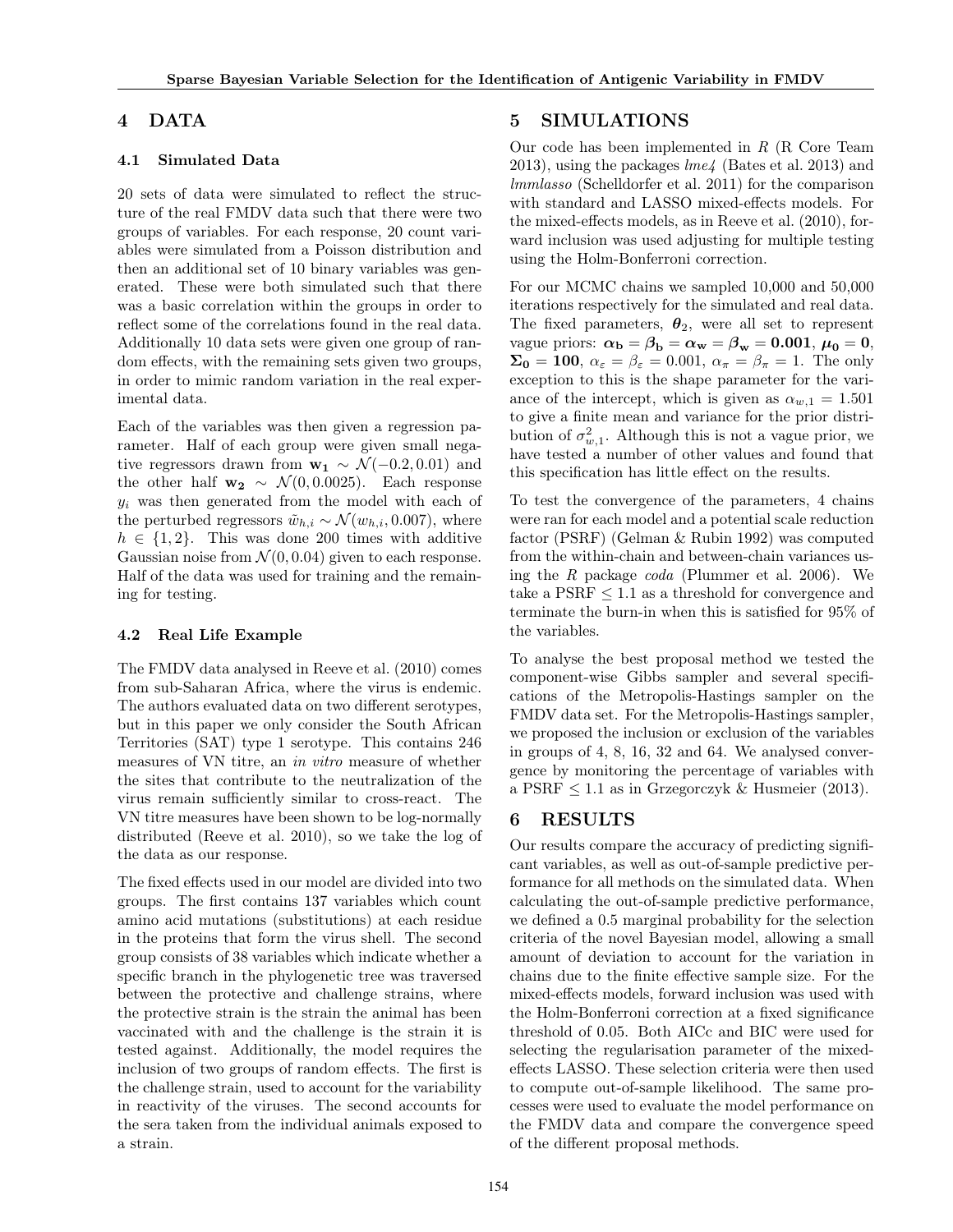## 4 DATA

### 4.1 Simulated Data

20 sets of data were simulated to reflect the structure of the real FMDV data such that there were two groups of variables. For each response, 20 count variables were simulated from a Poisson distribution and then an additional set of 10 binary variables was generated. These were both simulated such that there was a basic correlation within the groups in order to reflect some of the correlations found in the real data. Additionally 10 data sets were given one group of random effects, with the remaining sets given two groups, in order to mimic random variation in the real experimental data.

Each of the variables was then given a regression parameter. Half of each group were given small negative regressors drawn from $\mathbf{w_1} \sim \mathcal{N}(-0.2, 0.01)$ and the other half $\mathbf{w_2} \sim \mathcal{N}(0, 0.0025)$. Each response $y_i$ was then generated from the model with each of the perturbed regressors $\tilde{w}_{h,i} \sim \mathcal{N}(w_{h,i}, 0.007)$, where $h \in \{1, 2\}$. This was done 200 times with additive Gaussian noise from $\mathcal{N}(0, 0.04)$ given to each response. Half of the data was used for training and the remaining for testing.

### 4.2 Real Life Example

The FMDV data analysed in Reeve et al. (2010) comes from sub-Saharan Africa, where the virus is endemic. The authors evaluated data on two different serotypes, but in this paper we only consider the South African Territories (SAT) type 1 serotype. This contains 246 measures of VN titre, an *in vitro* measure of whether the sites that contribute to the neutralization of the virus remain sufficiently similar to cross-react. The VN titre measures have been shown to be log-normally distributed (Reeve et al. 2010), so we take the log of the data as our response.

The fixed effects used in our model are divided into two groups. The first contains 137 variables which count amino acid mutations (substitutions) at each residue in the proteins that form the virus shell. The second group consists of 38 variables which indicate whether a specific branch in the phylogenetic tree was traversed between the protective and challenge strains, where the protective strain is the strain the animal has been vaccinated with and the challenge is the strain it is tested against. Additionally, the model requires the inclusion of two groups of random effects. The first is the challenge strain, used to account for the variability in reactivity of the viruses. The second accounts for the sera taken from the individual animals exposed to a strain.

## 5 SIMULATIONS

Our code has been implemented in *R* (R Core Team 2013), using the packages *lme4* (Bates et al. 2013) and *lmmlasso* (Schelldorfer et al. 2011) for the comparison with standard and LASSO mixed-effects models. For the mixed-effects models, as in Reeve et al. (2010), forward inclusion was used adjusting for multiple testing using the Holm-Bonferroni correction.

For our MCMC chains we sampled 10,000 and 50,000 iterations respectively for the simulated and real data. The fixed parameters, $\boldsymbol{\theta}_2$, were all set to represent vague priors: $\boldsymbol{\alpha_b} = \boldsymbol{\beta_b} = \boldsymbol{\alpha_w} = \boldsymbol{\beta_w} = \mathbf{0.001}$, $\boldsymbol{\mu_0} = \mathbf{0}$, $\boldsymbol{\Sigma_0} = \mathbf{100}$, $\alpha_\varepsilon = \beta_\varepsilon = 0.001$, $\alpha_\pi = \beta_\pi = 1$. The only exception to this is the shape parameter for the variance of the intercept, which is given as $\alpha_{w,1} = 1.501$ to give a finite mean and variance for the prior distribution of $\sigma^2_{w,1}$. Although this is not a vague prior, we have tested a number of other values and found that this specification has little effect on the results.

To test the convergence of the parameters, 4 chains were ran for each model and a potential scale reduction factor (PSRF) (Gelman & Rubin 1992) was computed from the within-chain and between-chain variances using the *R* package *coda* (Plummer et al. 2006). We take a PSRF $\leq 1.1$ as a threshold for convergence and terminate the burn-in when this is satisfied for 95% of the variables.

To analyse the best proposal method we tested the component-wise Gibbs sampler and several specifications of the Metropolis-Hastings sampler on the FMDV data set. For the Metropolis-Hastings sampler, we proposed the inclusion or exclusion of the variables in groups of 4, 8, 16, 32 and 64. We analysed convergence by monitoring the percentage of variables with a PSRF $\leq 1.1$ as in Grzegorczyk & Husmeier (2013).

## 6 RESULTS

Our results compare the accuracy of predicting significant variables, as well as out-of-sample predictive performance for all methods on the simulated data. When calculating the out-of-sample predictive performance, we defined a 0.5 marginal probability for the selection criteria of the novel Bayesian model, allowing a small amount of deviation to account for the variation in chains due to the finite effective sample size. For the mixed-effects models, forward inclusion was used with the Holm-Bonferroni correction at a fixed significance threshold of 0.05. Both AICc and BIC were used for selecting the regularisation parameter of the mixed-effects LASSO. These selection criteria were then used to compute out-of-sample likelihood. The same processes were used to evaluate the model performance on the FMDV data and compare the convergence speed of the different proposal methods.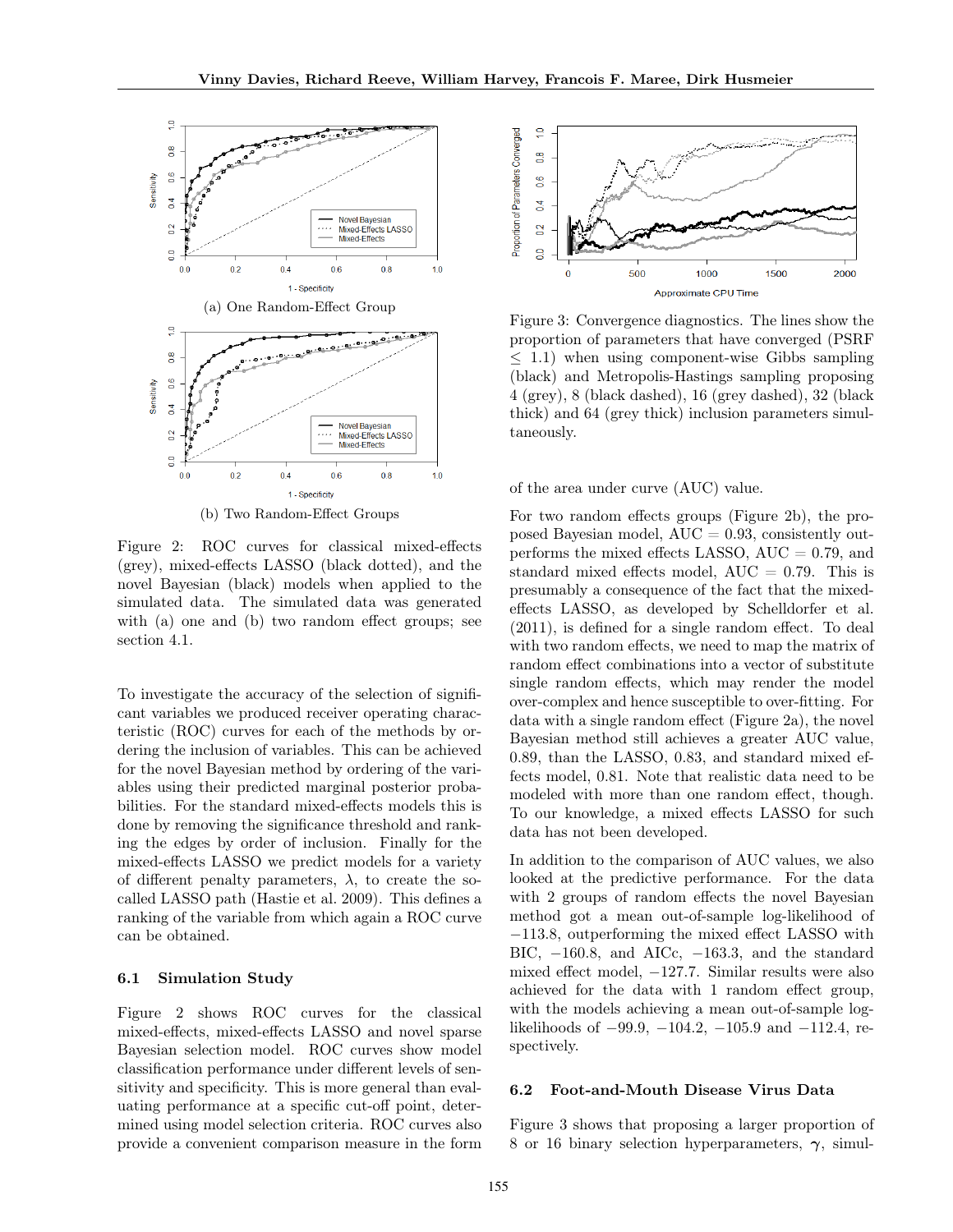(a) One Random-Effect Group

(b) Two Random-Effect Groups

Figure 2: ROC curves for classical mixed-effects (grey), mixed-effects LASSO (black dotted), and the novel Bayesian (black) models when applied to the simulated data. The simulated data was generated with (a) one and (b) two random effect groups; see section 4.1.

To investigate the accuracy of the selection of significant variables we produced receiver operating characteristic (ROC) curves for each of the methods by ordering the inclusion of variables. This can be achieved for the novel Bayesian method by ordering of the variables using their predicted marginal posterior probabilities. For the standard mixed-effects models this is done by removing the significance threshold and ranking the edges by order of inclusion. Finally for the mixed-effects LASSO we predict models for a variety of different penalty parameters, $\lambda$, to create the so-called LASSO path (Hastie et al. 2009). This defines a ranking of the variable from which again a ROC curve can be obtained.

### 6.1 Simulation Study

Figure 2 shows ROC curves for the classical mixed-effects, mixed-effects LASSO and novel sparse Bayesian selection model. ROC curves show model classification performance under different levels of sensitivity and specificity. This is more general than evaluating performance at a specific cut-off point, determined using model selection criteria. ROC curves also provide a convenient comparison measure in the form

Figure 3: Convergence diagnostics. The lines show the proportion of parameters that have converged (PSRF $\leq$ 1.1) when using component-wise Gibbs sampling (black) and Metropolis-Hastings sampling proposing 4 (grey), 8 (black dashed), 16 (grey dashed), 32 (black thick) and 64 (grey thick) inclusion parameters simultaneously.

of the area under curve (AUC) value.

For two random effects groups (Figure 2b), the proposed Bayesian model, AUC = 0.93, consistently outperforms the mixed effects LASSO, AUC = 0.79, and standard mixed effects model, AUC = 0.79. This is presumably a consequence of the fact that the mixed-effects LASSO, as developed by Schelldorfer et al. (2011), is defined for a single random effect. To deal with two random effects, we need to map the matrix of random effect combinations into a vector of substitute single random effects, which may render the model over-complex and hence susceptible to over-fitting. For data with a single random effect (Figure 2a), the novel Bayesian method still achieves a greater AUC value, 0.89, than the LASSO, 0.83, and standard mixed effects model, 0.81. Note that realistic data need to be modeled with more than one random effect, though. To our knowledge, a mixed effects LASSO for such data has not been developed.

In addition to the comparison of AUC values, we also looked at the predictive performance. For the data with 2 groups of random effects the novel Bayesian method got a mean out-of-sample log-likelihood of $-113.8$, outperforming the mixed effect LASSO with BIC, $-160.8$, and AICc, $-163.3$, and the standard mixed effect model, $-127.7$. Similar results were also achieved for the data with 1 random effect group, with the models achieving a mean out-of-sample log-likelihoods of $-99.9$, $-104.2$, $-105.9$ and $-112.4$, respectively.

### 6.2 Foot-and-Mouth Disease Virus Data

Figure 3 shows that proposing a larger proportion of 8 or 16 binary selection hyperparameters, $\boldsymbol{\gamma}$, simul-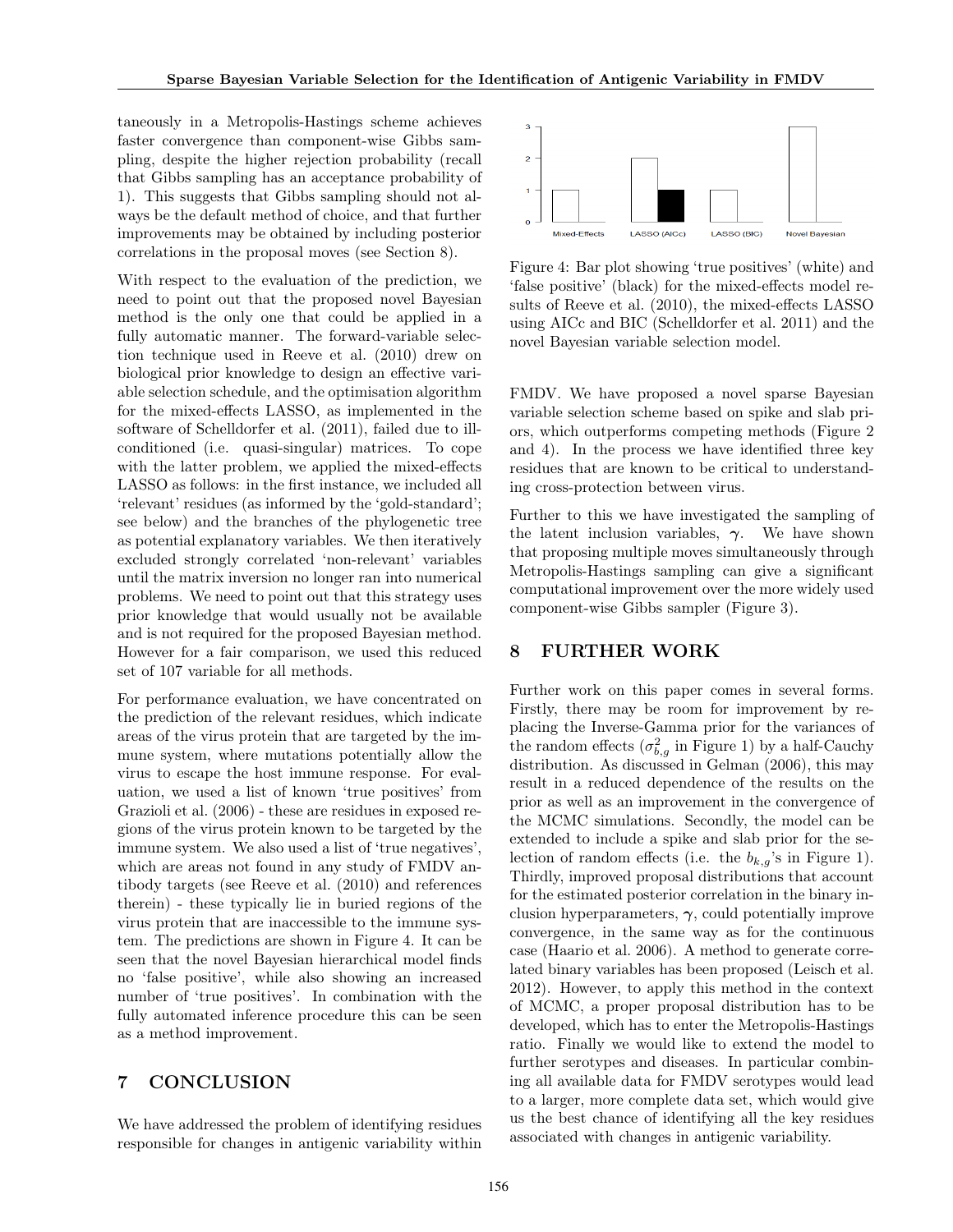taneously in a Metropolis-Hastings scheme achieves faster convergence than component-wise Gibbs sampling, despite the higher rejection probability (recall that Gibbs sampling has an acceptance probability of 1). This suggests that Gibbs sampling should not always be the default method of choice, and that further improvements may be obtained by including posterior correlations in the proposal moves (see Section 8).

With respect to the evaluation of the prediction, we need to point out that the proposed novel Bayesian method is the only one that could be applied in a fully automatic manner. The forward-variable selection technique used in Reeve et al. (2010) drew on biological prior knowledge to design an effective variable selection schedule, and the optimisation algorithm for the mixed-effects LASSO, as implemented in the software of Schelldorfer et al. (2011), failed due to ill-conditioned (i.e. quasi-singular) matrices. To cope with the latter problem, we applied the mixed-effects LASSO as follows: in the first instance, we included all 'relevant' residues (as informed by the 'gold-standard'; see below) and the branches of the phylogenetic tree as potential explanatory variables. We then iteratively excluded strongly correlated 'non-relevant' variables until the matrix inversion no longer ran into numerical problems. We need to point out that this strategy uses prior knowledge that would usually not be available and is not required for the proposed Bayesian method. However for a fair comparison, we used this reduced set of 107 variable for all methods.

For performance evaluation, we have concentrated on the prediction of the relevant residues, which indicate areas of the virus protein that are targeted by the immune system, where mutations potentially allow the virus to escape the host immune response. For evaluation, we used a list of known 'true positives' from Grazioli et al. (2006) - these are residues in exposed regions of the virus protein known to be targeted by the immune system. We also used a list of 'true negatives', which are areas not found in any study of FMDV antibody targets (see Reeve et al. (2010) and references therein) - these typically lie in buried regions of the virus protein that are inaccessible to the immune system. The predictions are shown in Figure 4. It can be seen that the novel Bayesian hierarchical model finds no 'false positive', while also showing an increased number of 'true positives'. In combination with the fully automated inference procedure this can be seen as a method improvement.

Figure 4: Bar plot showing 'true positives' (white) and 'false positive' (black) for the mixed-effects model results of Reeve et al. (2010), the mixed-effects LASSO using AICc and BIC (Schelldorfer et al. 2011) and the novel Bayesian variable selection model.

## 7 CONCLUSION

We have addressed the problem of identifying residues responsible for changes in antigenic variability within FMDV. We have proposed a novel sparse Bayesian variable selection scheme based on spike and slab priors, which outperforms competing methods (Figure 2 and 4). In the process we have identified three key residues that are known to be critical to understanding cross-protection between virus.

Further to this we have investigated the sampling of the latent inclusion variables, $\boldsymbol{\gamma}$. We have shown that proposing multiple moves simultaneously through Metropolis-Hastings sampling can give a significant computational improvement over the more widely used component-wise Gibbs sampler (Figure 3).

## 8 FURTHER WORK

Further work on this paper comes in several forms. Firstly, there may be room for improvement by replacing the Inverse-Gamma prior for the variances of the random effects ($\sigma^2_{b,g}$ in Figure 1) by a half-Cauchy distribution. As discussed in Gelman (2006), this may result in a reduced dependence of the results on the prior as well as an improvement in the convergence of the MCMC simulations. Secondly, the model can be extended to include a spike and slab prior for the selection of random effects (i.e. the $b_{k,g}$'s in Figure 1). Thirdly, improved proposal distributions that account for the estimated posterior correlation in the binary inclusion hyperparameters, $\boldsymbol{\gamma}$, could potentially improve convergence, in the same way as for the continuous case (Haario et al. 2006). A method to generate correlated binary variables has been proposed (Leisch et al. 2012). However, to apply this method in the context of MCMC, a proper proposal distribution has to be developed, which has to enter the Metropolis-Hastings ratio. Finally we would like to extend the model to further serotypes and diseases. In particular combining all available data for FMDV serotypes would lead to a larger, more complete data set, which would give us the best chance of identifying all the key residues associated with changes in antigenic variability.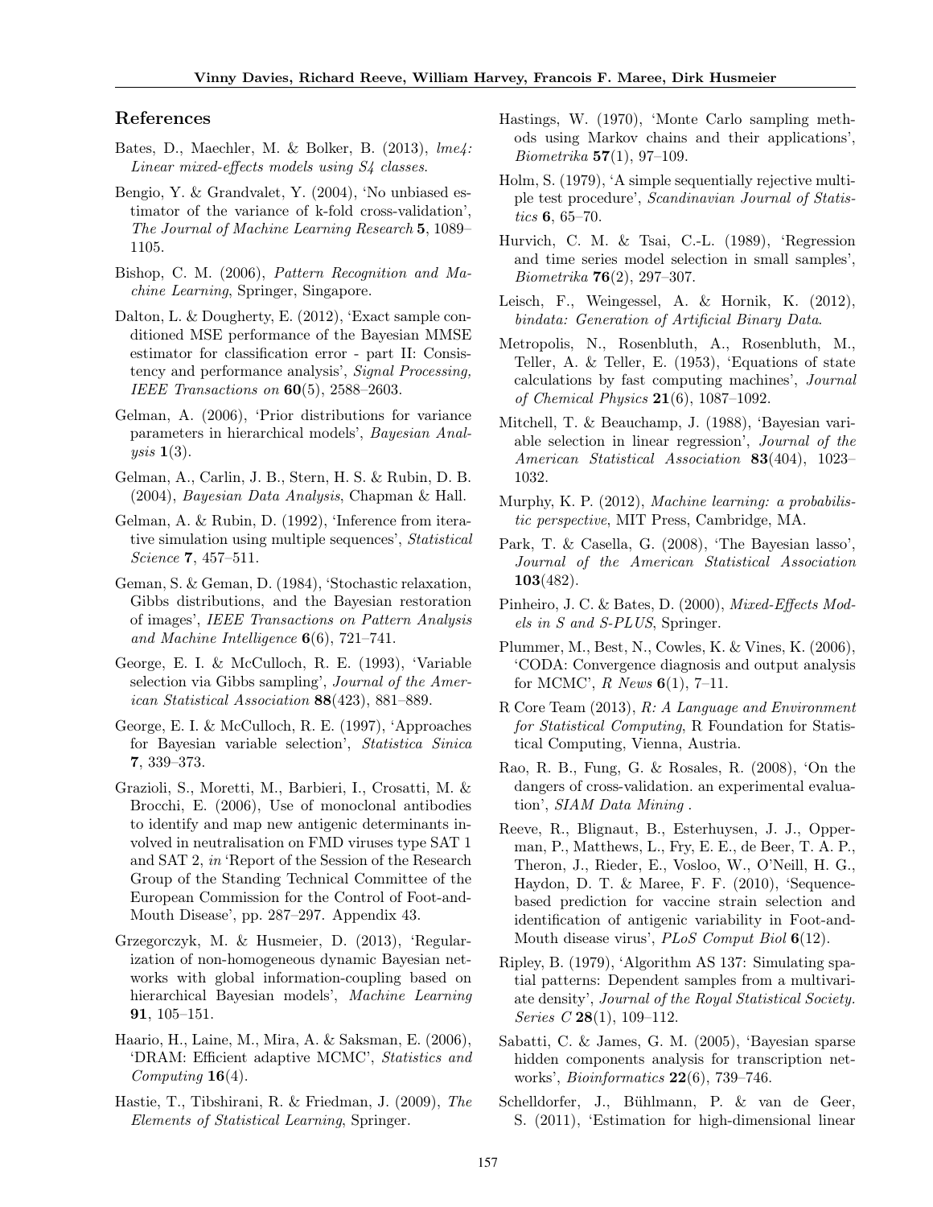## References

Bates, D., Maechler, M. & Bolker, B. (2013), *lme4: Linear mixed-effects models using S4 classes*.

Bengio, Y. & Grandvalet, Y. (2004), 'No unbiased estimator of the variance of k-fold cross-validation', *The Journal of Machine Learning Research* **5**, 1089–1105.

Bishop, C. M. (2006), *Pattern Recognition and Machine Learning*, Springer, Singapore.

Dalton, L. & Dougherty, E. (2012), 'Exact sample conditioned MSE performance of the Bayesian MMSE estimator for classification error - part II: Consistency and performance analysis', *Signal Processing, IEEE Transactions on* **60**(5), 2588–2603.

Gelman, A. (2006), 'Prior distributions for variance parameters in hierarchical models', *Bayesian Analysis* **1**(3).

Gelman, A., Carlin, J. B., Stern, H. S. & Rubin, D. B. (2004), *Bayesian Data Analysis*, Chapman & Hall.

Gelman, A. & Rubin, D. (1992), 'Inference from iterative simulation using multiple sequences', *Statistical Science* **7**, 457–511.

Geman, S. & Geman, D. (1984), 'Stochastic relaxation, Gibbs distributions, and the Bayesian restoration of images', *IEEE Transactions on Pattern Analysis and Machine Intelligence* **6**(6), 721–741.

George, E. I. & McCulloch, R. E. (1993), 'Variable selection via Gibbs sampling', *Journal of the American Statistical Association* **88**(423), 881–889.

George, E. I. & McCulloch, R. E. (1997), 'Approaches for Bayesian variable selection', *Statistica Sinica* **7**, 339–373.

Grazioli, S., Moretti, M., Barbieri, I., Crosatti, M. & Brocchi, E. (2006), Use of monoclonal antibodies to identify and map new antigenic determinants involved in neutralisation on FMD viruses type SAT 1 and SAT 2, *in* 'Report of the Session of the Research Group of the Standing Technical Committee of the European Commission for the Control of Foot-and-Mouth Disease', pp. 287–297. Appendix 43.

Grzegorczyk, M. & Husmeier, D. (2013), 'Regularization of non-homogeneous dynamic Bayesian networks with global information-coupling based on hierarchical Bayesian models', *Machine Learning* **91**, 105–151.

Haario, H., Laine, M., Mira, A. & Saksman, E. (2006), 'DRAM: Efficient adaptive MCMC', *Statistics and Computing* **16**(4).

Hastie, T., Tibshirani, R. & Friedman, J. (2009), *The Elements of Statistical Learning*, Springer.

Hastings, W. (1970), 'Monte Carlo sampling methods using Markov chains and their applications', *Biometrika* **57**(1), 97–109.

Holm, S. (1979), 'A simple sequentially rejective multiple test procedure', *Scandinavian Journal of Statistics* **6**, 65–70.

Hurvich, C. M. & Tsai, C.-L. (1989), 'Regression and time series model selection in small samples', *Biometrika* **76**(2), 297–307.

Leisch, F., Weingessel, A. & Hornik, K. (2012), *bindata: Generation of Artificial Binary Data*.

Metropolis, N., Rosenbluth, A., Rosenbluth, M., Teller, A. & Teller, E. (1953), 'Equations of state calculations by fast computing machines', *Journal of Chemical Physics* **21**(6), 1087–1092.

Mitchell, T. & Beauchamp, J. (1988), 'Bayesian variable selection in linear regression', *Journal of the American Statistical Association* **83**(404), 1023–1032.

Murphy, K. P. (2012), *Machine learning: a probabilistic perspective*, MIT Press, Cambridge, MA.

Park, T. & Casella, G. (2008), 'The Bayesian lasso', *Journal of the American Statistical Association* **103**(482).

Pinheiro, J. C. & Bates, D. (2000), *Mixed-Effects Models in S and S-PLUS*, Springer.

Plummer, M., Best, N., Cowles, K. & Vines, K. (2006), 'CODA: Convergence diagnosis and output analysis for MCMC', *R News* **6**(1), 7–11.

R Core Team (2013), *R: A Language and Environment for Statistical Computing*, R Foundation for Statistical Computing, Vienna, Austria.

Rao, R. B., Fung, G. & Rosales, R. (2008), 'On the dangers of cross-validation. an experimental evaluation', *SIAM Data Mining* .

Reeve, R., Blignaut, B., Esterhuysen, J. J., Opperman, P., Matthews, L., Fry, E. E., de Beer, T. A. P., Theron, J., Rieder, E., Vosloo, W., O'Neill, H. G., Haydon, D. T. & Maree, F. F. (2010), 'Sequence-based prediction for vaccine strain selection and identification of antigenic variability in Foot-and-Mouth disease virus', *PLoS Comput Biol* **6**(12).

Ripley, B. (1979), 'Algorithm AS 137: Simulating spatial patterns: Dependent samples from a multivariate density', *Journal of the Royal Statistical Society. Series C* **28**(1), 109–112.

Sabatti, C. & James, G. M. (2005), 'Bayesian sparse hidden components analysis for transcription networks', *Bioinformatics* **22**(6), 739–746.

Schelldorfer, J., Bühlmann, P. & van de Geer, S. (2011), 'Estimation for high-dimensional linear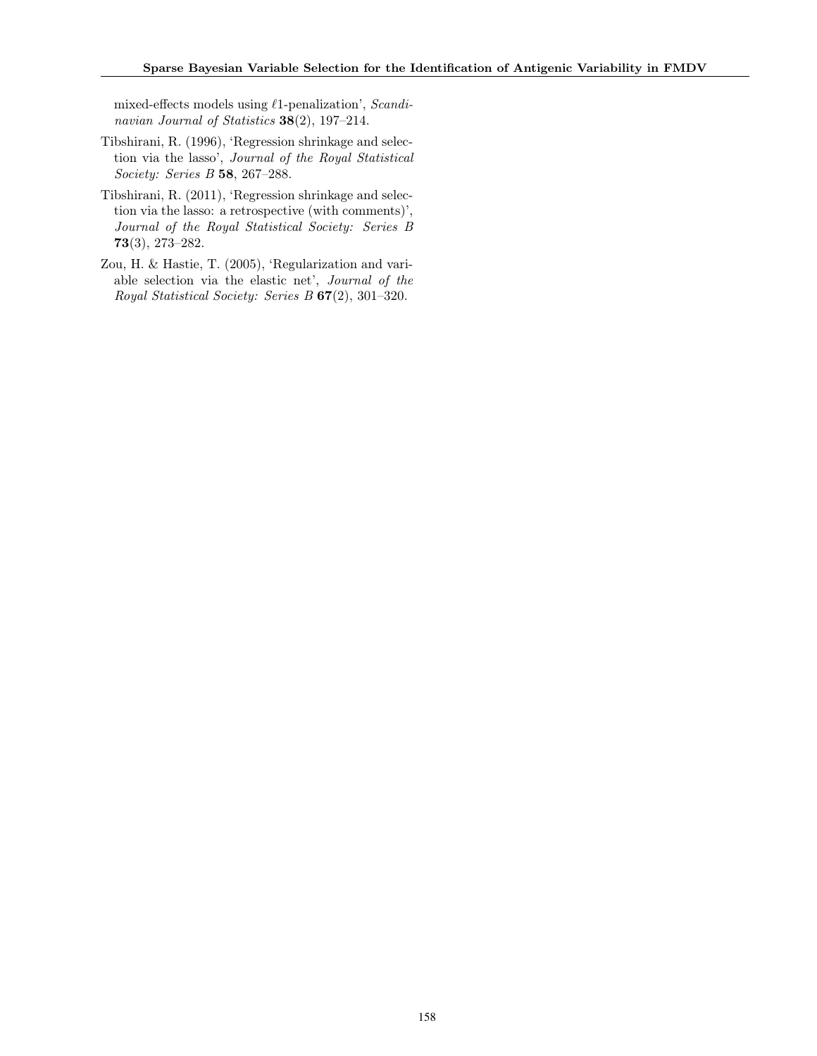mixed-effects models using $\ell 1$-penalization', *Scandinavian Journal of Statistics* **38**(2), 197–214.

Tibshirani, R. (1996), 'Regression shrinkage and selection via the lasso', *Journal of the Royal Statistical Society: Series B* **58**, 267–288.

Tibshirani, R. (2011), 'Regression shrinkage and selection via the lasso: a retrospective (with comments)', *Journal of the Royal Statistical Society: Series B* **73**(3), 273–282.

Zou, H. & Hastie, T. (2005), 'Regularization and variable selection via the elastic net', *Journal of the Royal Statistical Society: Series B* **67**(2), 301–320.